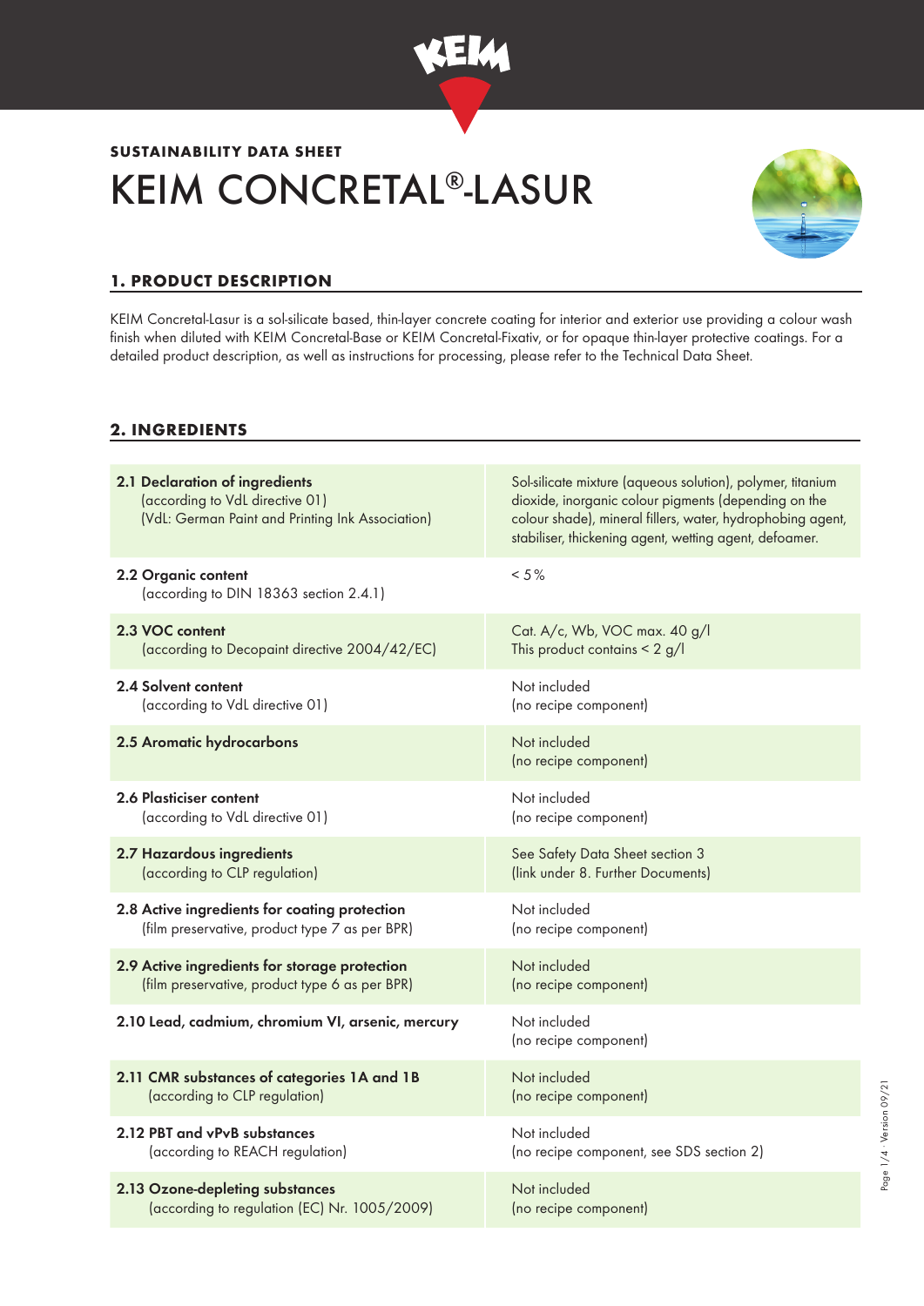**SUSTAINABILITY DATA SHEET**

# KEIM CONCRETAL®-LASUR

## 1. PRODUCT DESCRIPTION

KEIM Concretal-Lasur is a sol-silicate based, thin-layer concrete coating for interior and exterior use providing a colour wash finish when diluted with KEIM Concretal-Base or KEIM Concretal-Fixativ, or for opaque thin-layer protective coatings. For a detailed product description, as well as instructions for processing, please refer to the Technical Data Sheet.

## 2. INGREDIENTS

| | |
|---|---|
| **2.1 Declaration of ingredients** (according to VdL directive 01) (VdL: German Paint and Printing Ink Association) | Sol-silicate mixture (aqueous solution), polymer, titanium dioxide, inorganic colour pigments (depending on the colour shade), mineral fillers, water, hydrophobing agent, stabiliser, thickening agent, wetting agent, defoamer. |
| **2.2 Organic content** (according to DIN 18363 section 2.4.1) | < 5% |
| **2.3 VOC content** (according to Decopaint directive 2004/42/EC) | Cat. A/c, Wb, VOC max. 40 g/l This product contains < 2 g/l |
| **2.4 Solvent content** (according to VdL directive 01) | Not included (no recipe component) |
| **2.5 Aromatic hydrocarbons** | Not included (no recipe component) |
| **2.6 Plasticiser content** (according to VdL directive 01) | Not included (no recipe component) |
| **2.7 Hazardous ingredients** (according to CLP regulation) | See Safety Data Sheet section 3 (link under 8. Further Documents) |
| **2.8 Active ingredients for coating protection** (film preservative, product type 7 as per BPR) | Not included (no recipe component) |
| **2.9 Active ingredients for storage protection** (film preservative, product type 6 as per BPR) | Not included (no recipe component) |
| **2.10 Lead, cadmium, chromium VI, arsenic, mercury** | Not included (no recipe component) |
| **2.11 CMR substances of categories 1A and 1B** (according to CLP regulation) | Not included (no recipe component) |
| **2.12 PBT and vPvB substances** (according to REACH regulation) | Not included (no recipe component, see SDS section 2) |
| **2.13 Ozone-depleting substances** (according to regulation (EC) Nr. 1005/2009) | Not included (no recipe component) |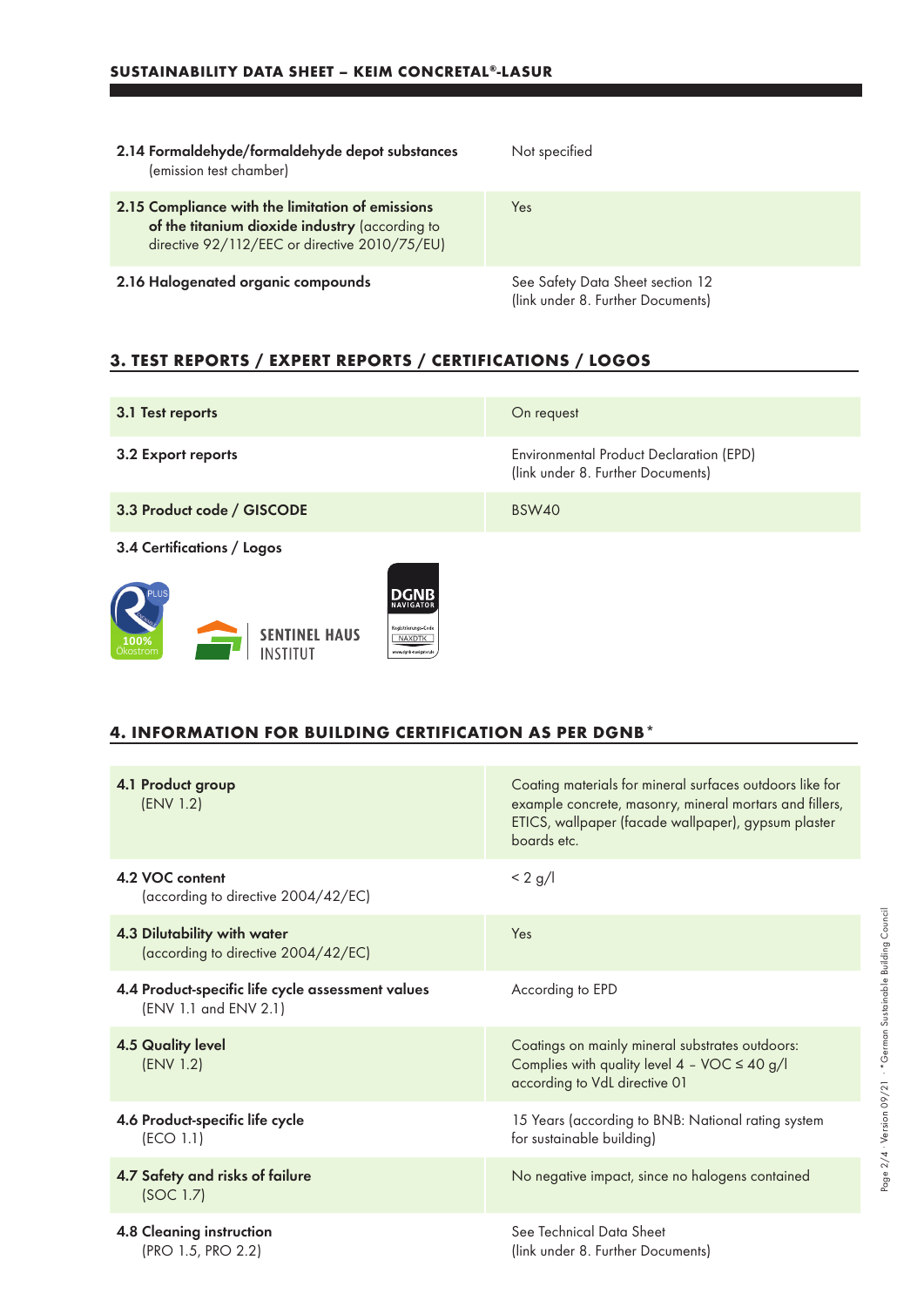| | |
|---|---|
| **2.14 Formaldehyde/formaldehyde depot substances** (emission test chamber) | Not specified |
| **2.15 Compliance with the limitation of emissions of the titanium dioxide industry** (according to directive 92/112/EEC or directive 2010/75/EU) | Yes |
| **2.16 Halogenated organic compounds** | See Safety Data Sheet section 12 (link under 8. Further Documents) |

## 3. TEST REPORTS / EXPERT REPORTS / CERTIFICATIONS / LOGOS

| | |
|---|---|
| **3.1 Test reports** | On request |
| **3.2 Export reports** | Environmental Product Declaration (EPD) (link under 8. Further Documents) |
| **3.3 Product code / GISCODE** | BSW40 |

**3.4 Certifications / Logos**

PLUS 100% Ökostrom

SENTINEL HAUS INSTITUT

DGNB NAVIGATOR Registrierungs-Code NAXDTK www.dgnb-navigator.de

## 4. INFORMATION FOR BUILDING CERTIFICATION AS PER DGNB*

| | |
|---|---|
| **4.1 Product group** (ENV 1.2) | Coating materials for mineral surfaces outdoors like for example concrete, masonry, mineral mortars and fillers, ETICS, wallpaper (facade wallpaper), gypsum plaster boards etc. |
| **4.2 VOC content** (according to directive 2004/42/EC) | < 2 g/l |
| **4.3 Dilutability with water** (according to directive 2004/42/EC) | Yes |
| **4.4 Product-specific life cycle assessment values** (ENV 1.1 and ENV 2.1) | According to EPD |
| **4.5 Quality level** (ENV 1.2) | Coatings on mainly mineral substrates outdoors: Complies with quality level 4 – VOC ≤ 40 g/l according to VdL directive 01 |
| **4.6 Product-specific life cycle** (ECO 1.1) | 15 Years (according to BNB: National rating system for sustainable building) |
| **4.7 Safety and risks of failure** (SOC 1.7) | No negative impact, since no halogens contained |
| **4.8 Cleaning instruction** (PRO 1.5, PRO 2.2) | See Technical Data Sheet (link under 8. Further Documents) |

*German Sustainable Building Council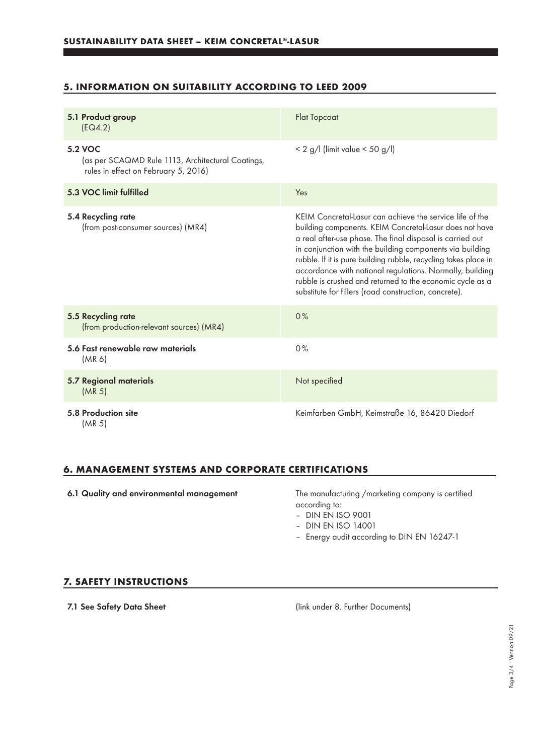## 5. INFORMATION ON SUITABILITY ACCORDING TO LEED 2009

| | |
|---|---|
| **5.1 Product group** (EQ4.2) | Flat Topcoat |
| **5.2 VOC** (as per SCAQMD Rule 1113, Architectural Coatings, rules in effect on February 5, 2016) | < 2 g/l (limit value < 50 g/l) |
| **5.3 VOC limit fulfilled** | Yes |
| **5.4 Recycling rate** (from post-consumer sources) (MR4) | KEIM Concretal-Lasur can achieve the service life of the building components. KEIM Concretal-Lasur does not have a real after-use phase. The final disposal is carried out in conjunction with the building components via building rubble. If it is pure building rubble, recycling takes place in accordance with national regulations. Normally, building rubble is crushed and returned to the economic cycle as a substitute for fillers (road construction, concrete). |
| **5.5 Recycling rate** (from production-relevant sources) (MR4) | 0% |
| **5.6 Fast renewable raw materials** (MR 6) | 0% |
| **5.7 Regional materials** (MR 5) | Not specified |
| **5.8 Production site** (MR 5) | Keimfarben GmbH, Keimstraße 16, 86420 Diedorf |

## 6. MANAGEMENT SYSTEMS AND CORPORATE CERTIFICATIONS

| | |
|---|---|
| **6.1 Quality and environmental management** | The manufacturing /marketing company is certified according to:<br>– DIN EN ISO 9001<br>– DIN EN ISO 14001<br>– Energy audit according to DIN EN 16247-1 |

## 7. SAFETY INSTRUCTIONS

| | |
|---|---|
| **7.1 See Safety Data Sheet** | (link under 8. Further Documents) |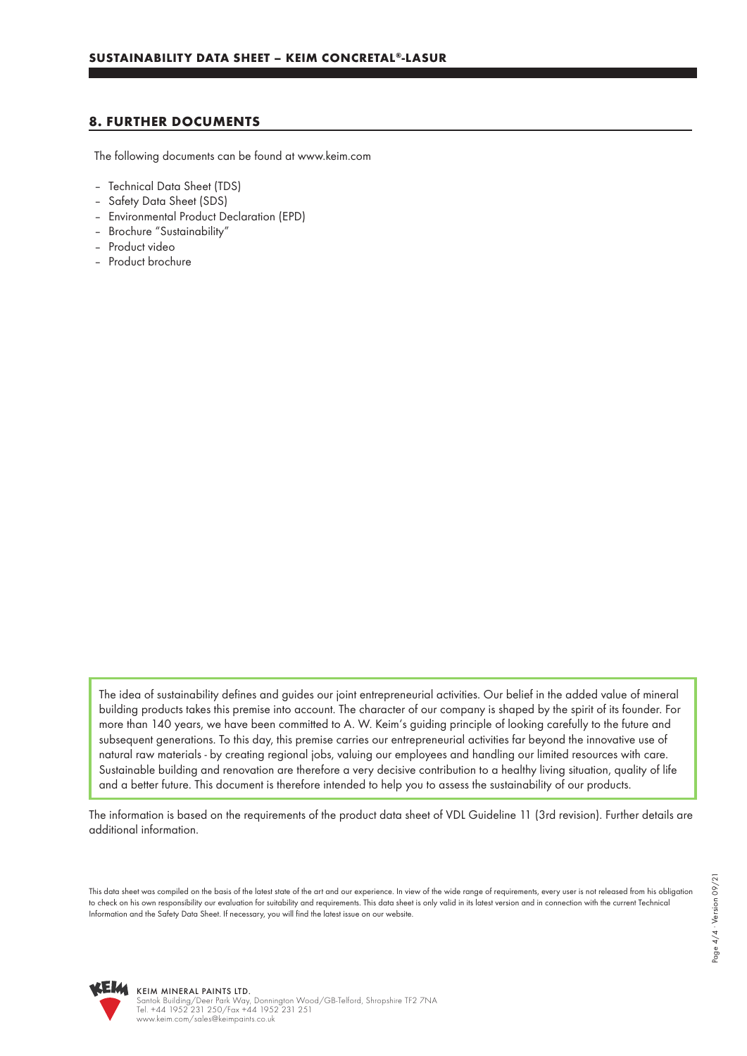## 8. FURTHER DOCUMENTS

The following documents can be found at www.keim.com

- Technical Data Sheet (TDS)
- Safety Data Sheet (SDS)
- Environmental Product Declaration (EPD)
- Brochure "Sustainability"
- Product video
- Product brochure

The idea of sustainability defines and guides our joint entrepreneurial activities. Our belief in the added value of mineral building products takes this premise into account. The character of our company is shaped by the spirit of its founder. For more than 140 years, we have been committed to A. W. Keim's guiding principle of looking carefully to the future and subsequent generations. To this day, this premise carries our entrepreneurial activities far beyond the innovative use of natural raw materials - by creating regional jobs, valuing our employees and handling our limited resources with care. Sustainable building and renovation are therefore a very decisive contribution to a healthy living situation, quality of life and a better future. This document is therefore intended to help you to assess the sustainability of our products.

The information is based on the requirements of the product data sheet of VDL Guideline 11 (3rd revision). Further details are additional information.

This data sheet was compiled on the basis of the latest state of the art and our experience. In view of the wide range of requirements, every user is not released from his obligation to check on his own responsibility our evaluation for suitability and requirements. This data sheet is only valid in its latest version and in connection with the current Technical Information and the Safety Data Sheet. If necessary, you will find the latest issue on our website.

KEIM MINERAL PAINTS LTD.
Santok Building/Deer Park Way, Donnington Wood/GB-Telford, Shropshire TF2 7NA
Tel. +44 1952 231 250/Fax +44 1952 231 251
www.keim.com/sales@keimpaints.co.uk